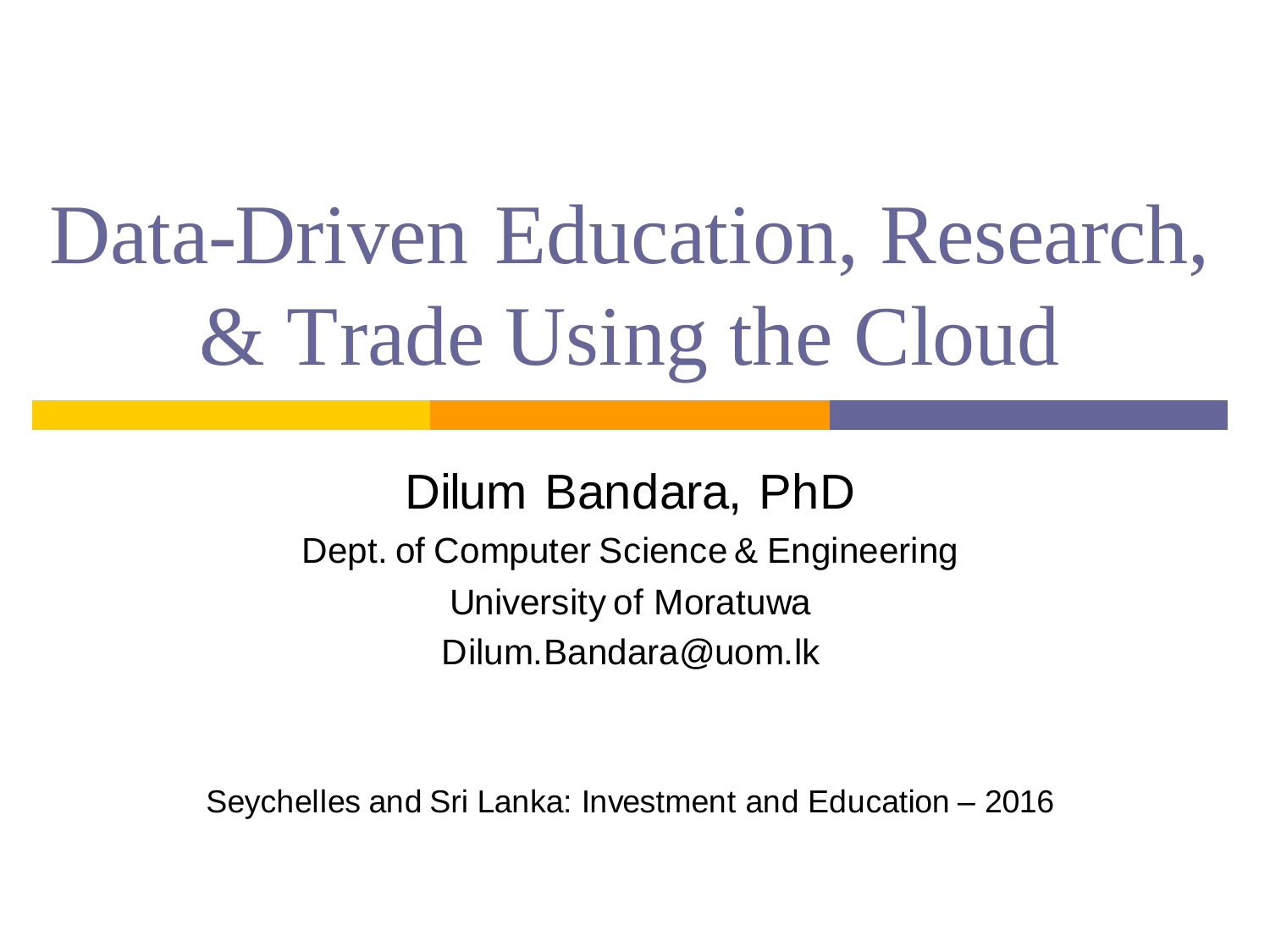# Data-Driven Education, Research, & Trade Using the Cloud

Dilum Bandara, PhD

Dept. of Computer Science & Engineering

University of Moratuwa

Dilum.Bandara@uom.lk

Seychelles and Sri Lanka: Investment and Education – 2016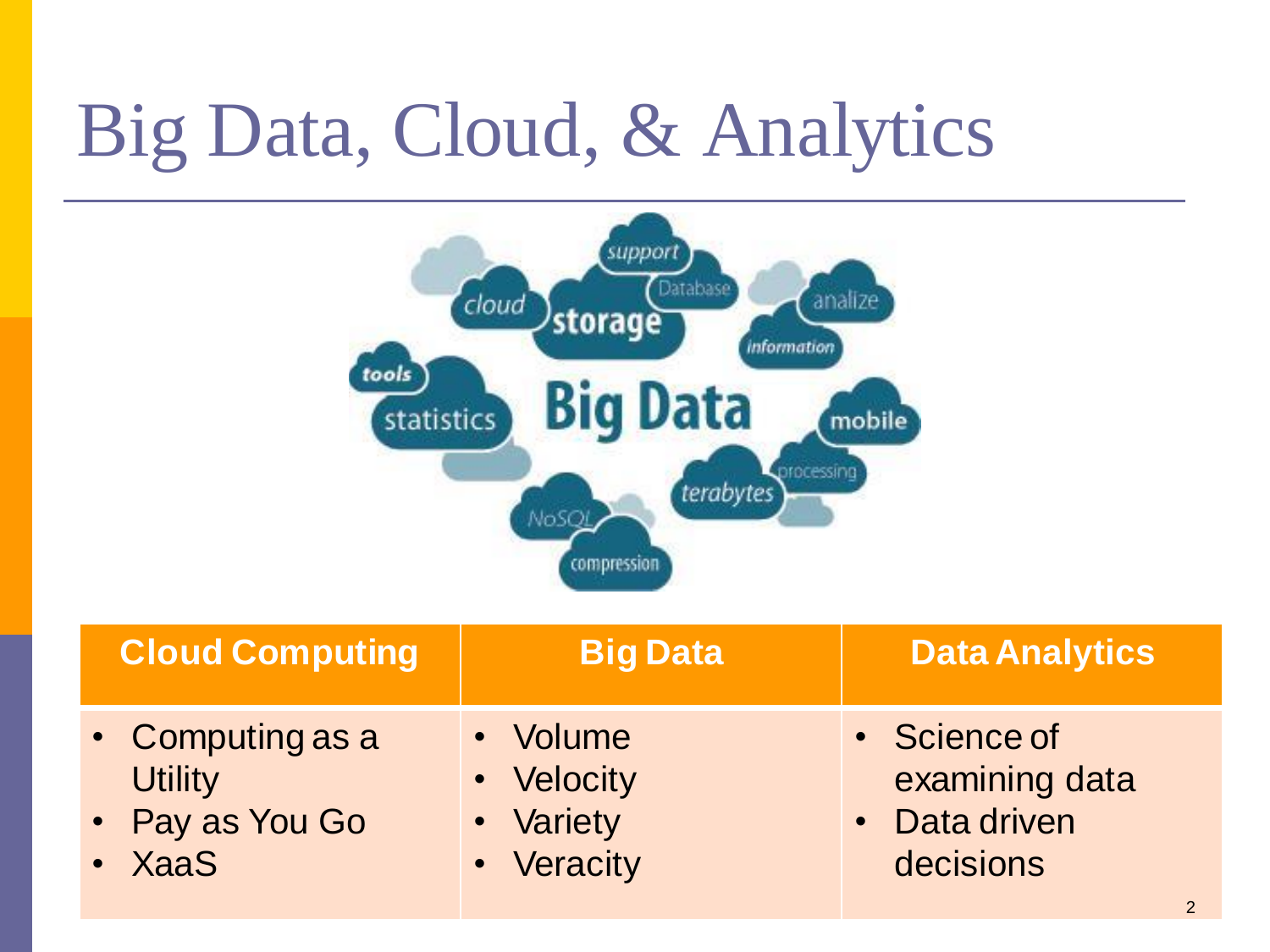# Big Data, Cloud, & Analytics

| Cloud Computing | Big Data | Data Analytics |
| --- | --- | --- |
| • Computing as a Utility<br>• Pay as You Go<br>• XaaS | • Volume<br>• Velocity<br>• Variety<br>• Veracity | • Science of examining data<br>• Data driven decisions |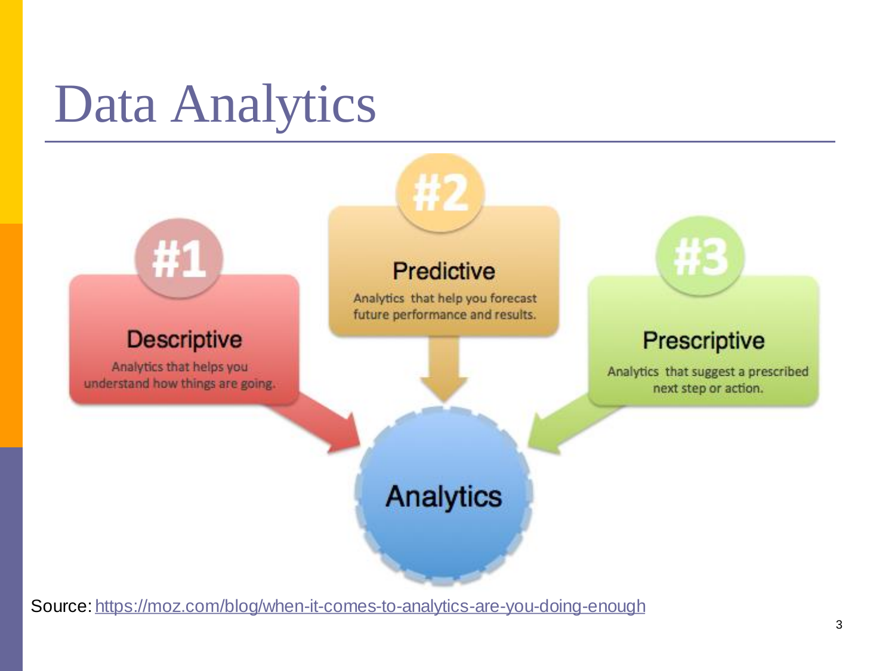# Data Analytics

**#1 Descriptive**

Analytics that helps you understand how things are going.

**#2 Predictive**

Analytics that help you forecast future performance and results.

**#3 Prescriptive**

Analytics that suggest a prescribed next step or action.

**Analytics**

Source: https://moz.com/blog/when-it-comes-to-analytics-are-you-doing-enough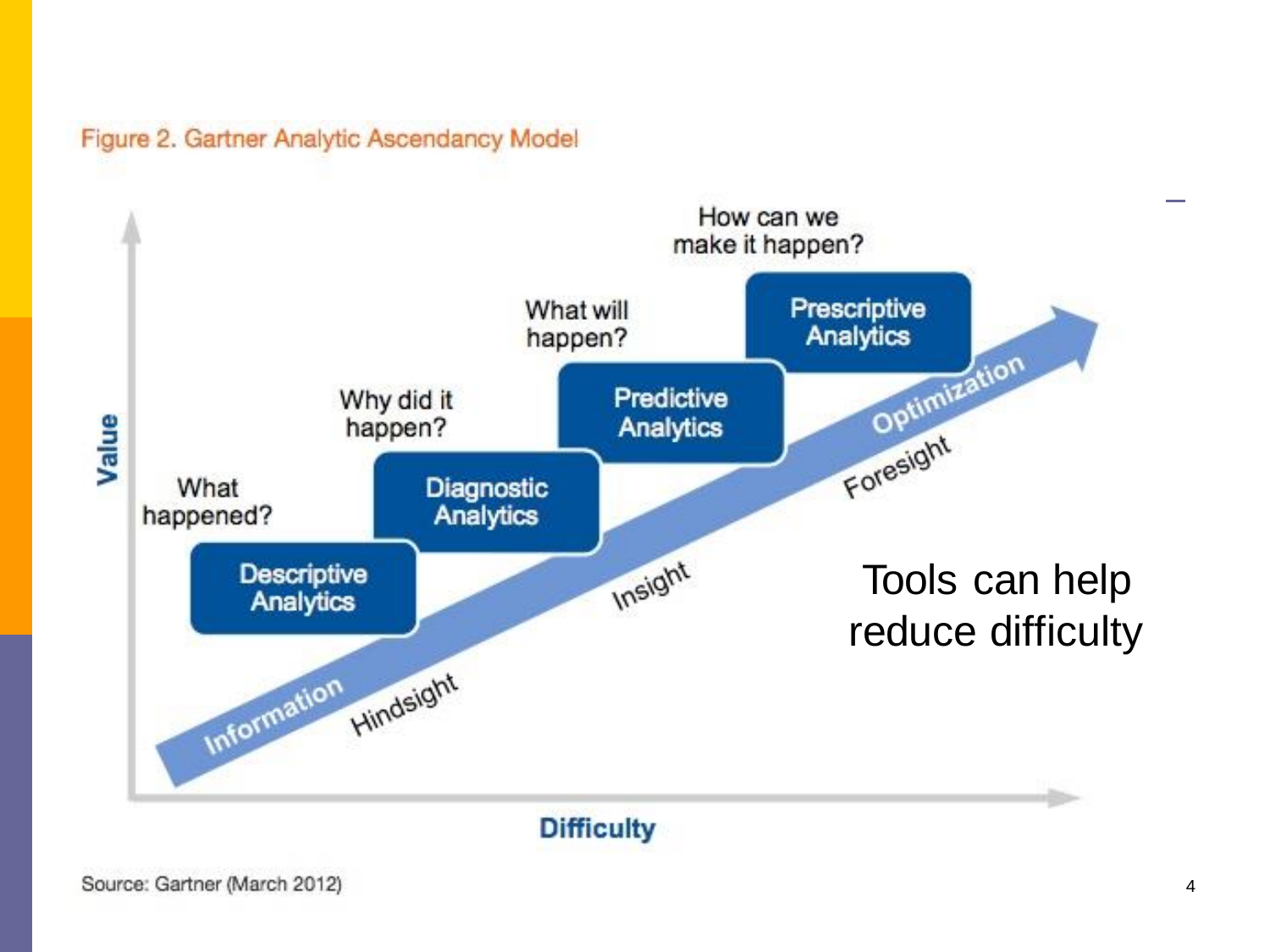Figure 2. Gartner Analytic Ascendancy Model

Value

Difficulty

What happened?

Descriptive Analytics

Why did it happen?

Diagnostic Analytics

What will happen?

Predictive Analytics

How can we make it happen?

Prescriptive Analytics

Information

Hindsight

Insight

Foresight

Optimization

Tools can help reduce difficulty

Source: Gartner (March 2012)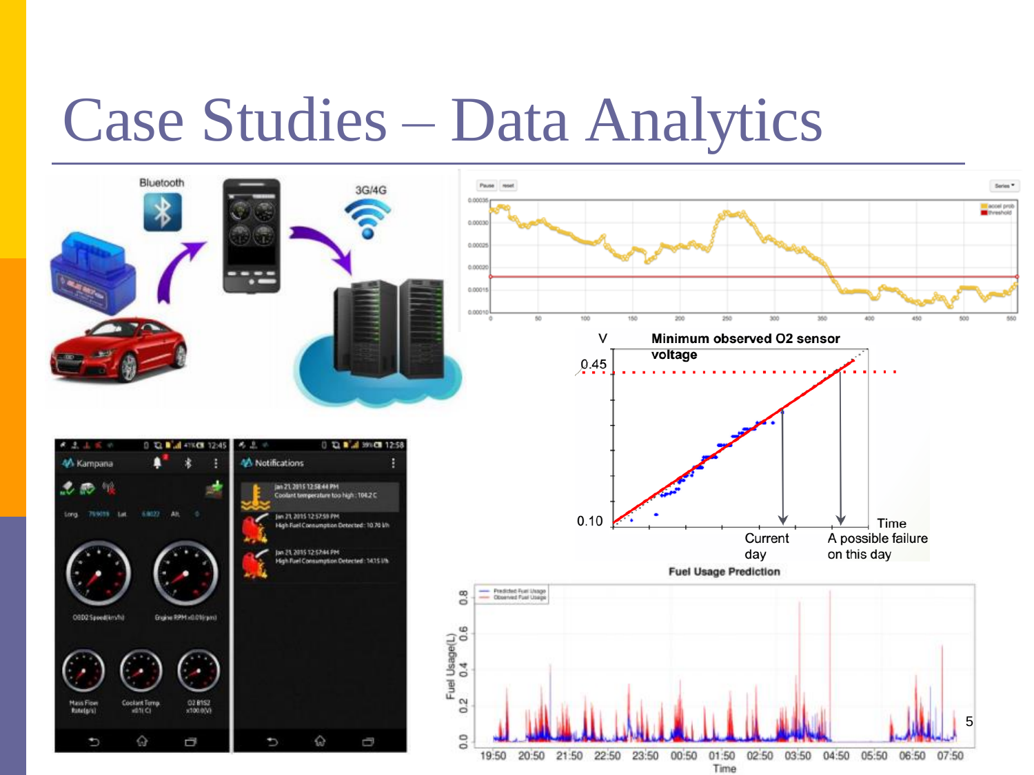# Case Studies – Data Analytics

Bluetooth

3G/4G

V

Minimum observed O2 sensor voltage

0.45

0.10

Time

Current day

A possible failure on this day

Fuel Usage Prediction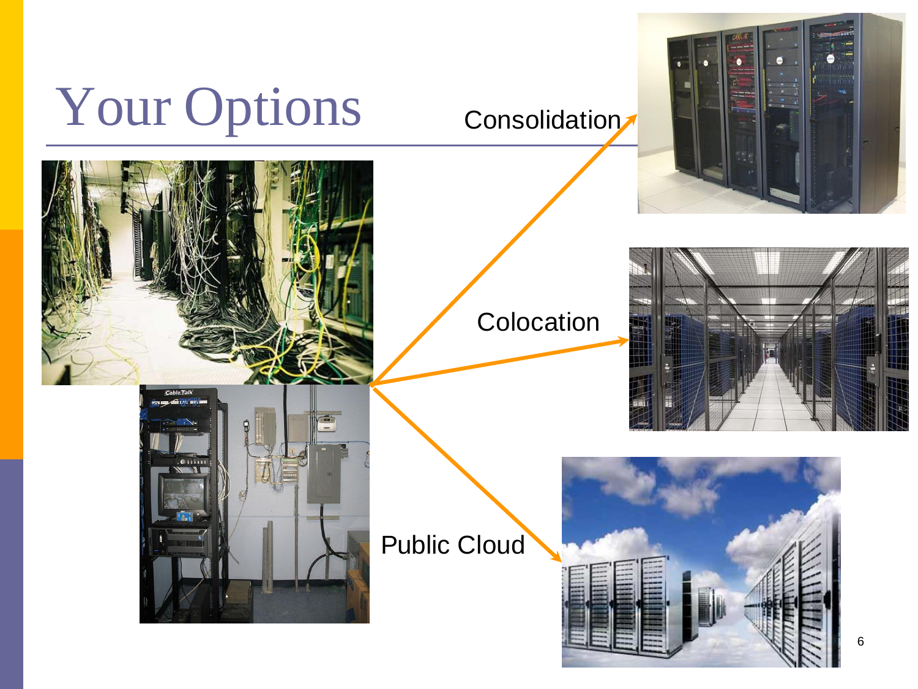# Your Options

Consolidation

Colocation

Public Cloud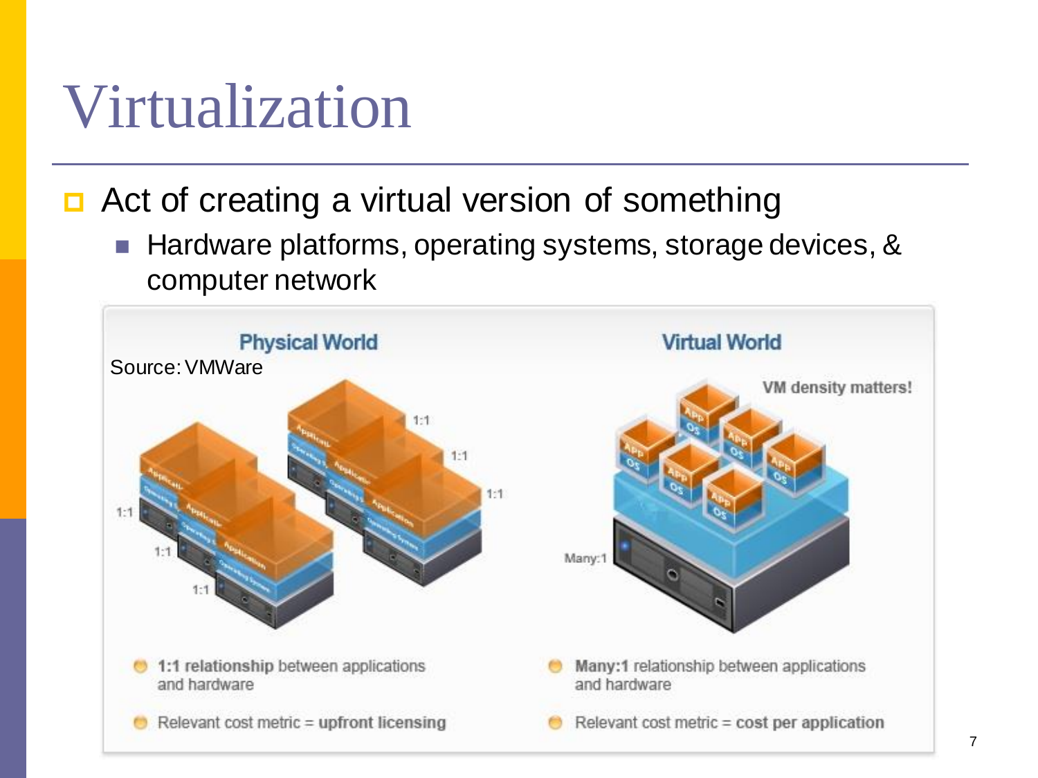# Virtualization

- Act of creating a virtual version of something
  - Hardware platforms, operating systems, storage devices, & computer network

**Physical World**

Source: VMWare

- **1:1 relationship** between applications and hardware
- Relevant cost metric = **upfront licensing**

**Virtual World**

VM density matters!

- **Many:1** relationship between applications and hardware
- Relevant cost metric = **cost per application**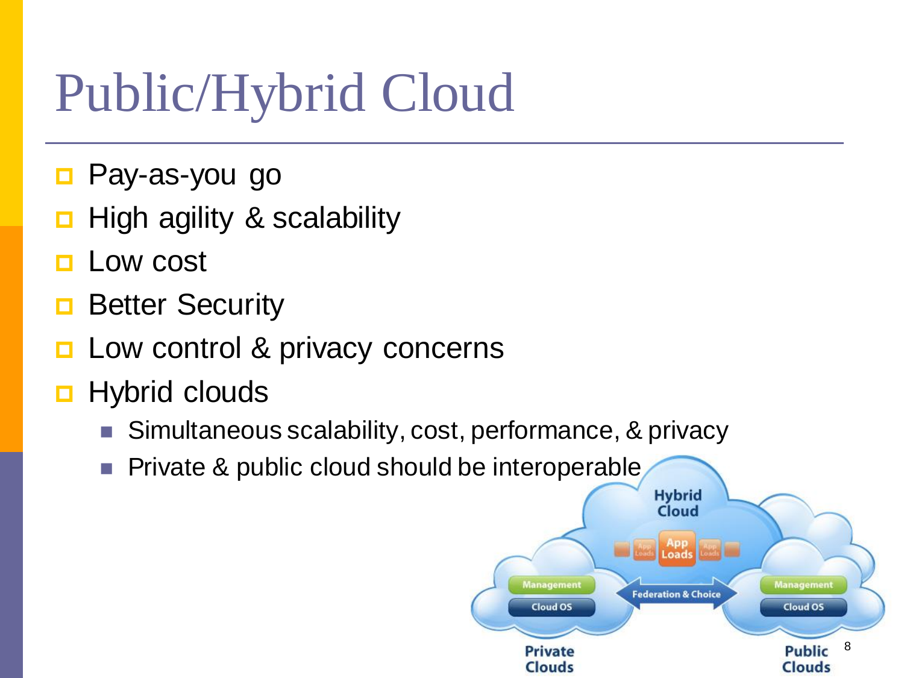# Public/Hybrid Cloud

- Pay-as-you go
- High agility & scalability
- Low cost
- Better Security
- Low control & privacy concerns
- Hybrid clouds
  - Simultaneous scalability, cost, performance, & privacy
  - Private & public cloud should be interoperable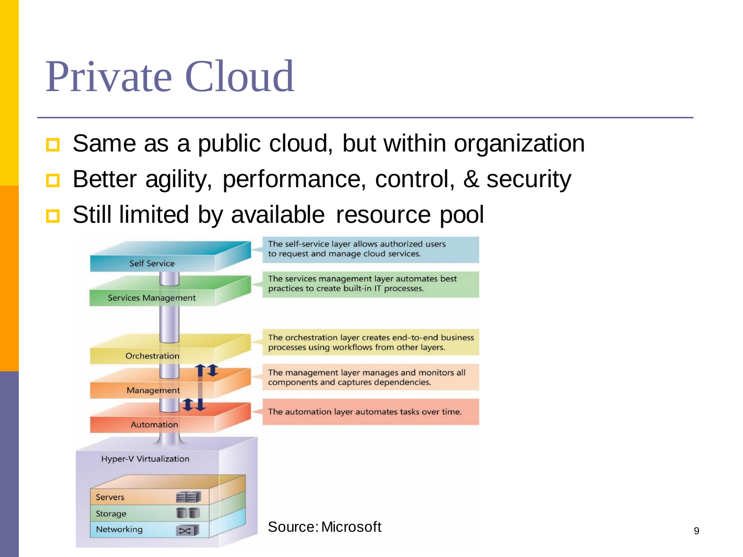# Private Cloud

- Same as a public cloud, but within organization
- Better agility, performance, control, & security
- Still limited by available resource pool

Self Service — The self-service layer allows authorized users to request and manage cloud services.

Services Management — The services management layer automates best practices to create built-in IT processes.

Orchestration — The orchestration layer creates end-to-end business processes using workflows from other layers.

Management — The management layer manages and monitors all components and captures dependencies.

Automation — The automation layer automates tasks over time.

Hyper-V Virtualization

- Servers
- Storage
- Networking

Source: Microsoft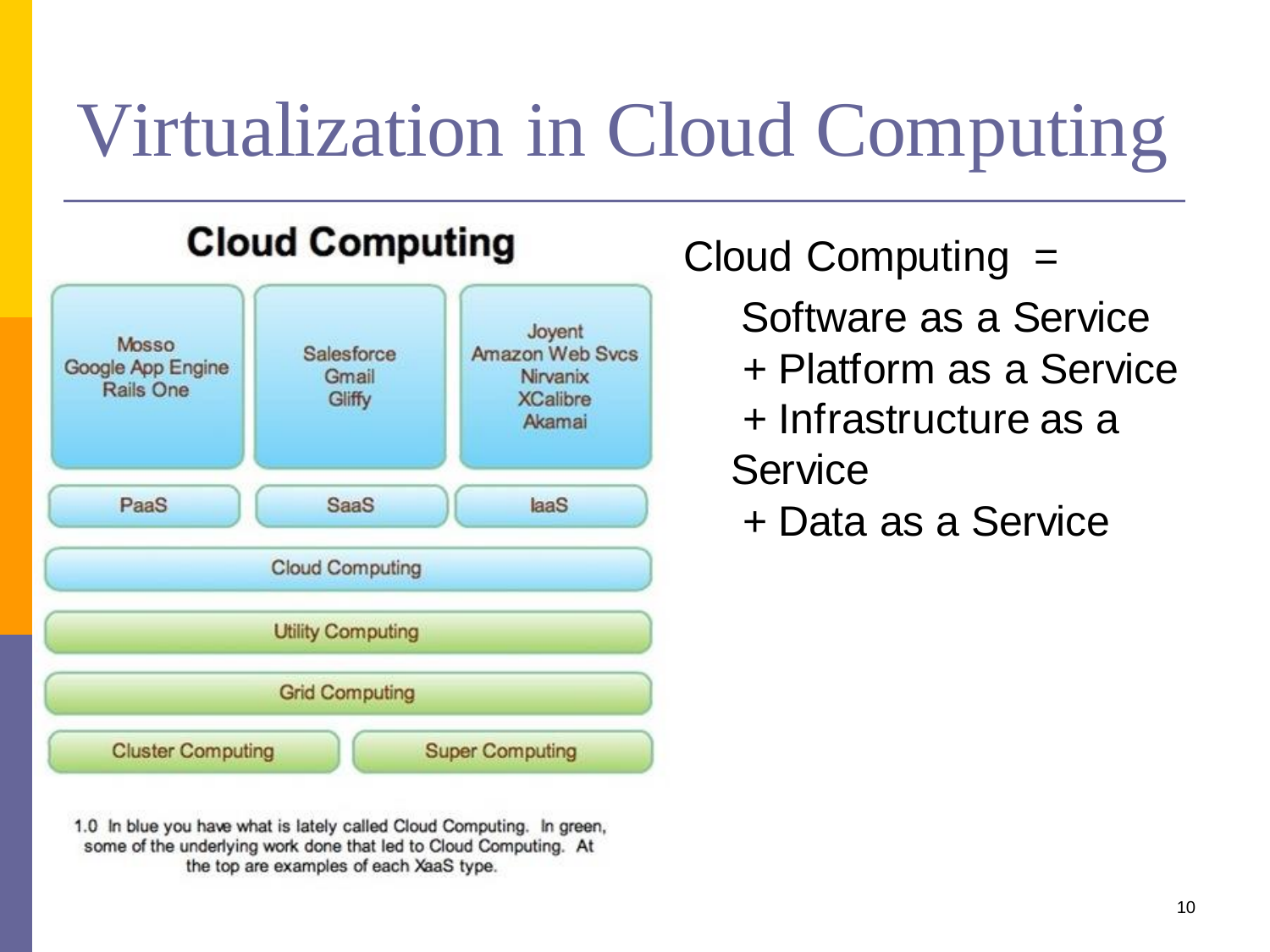# Virtualization in Cloud Computing

**Cloud Computing**

| Mosso<br>Google App Engine<br>Rails One | Salesforce<br>Gmail<br>Gliffy | Joyent<br>Amazon Web Svcs<br>Nirvanix<br>XCalibre<br>Akamai |
|---|---|---|
| PaaS | SaaS | IaaS |
| Cloud Computing | | |
| Utility Computing | | |
| Grid Computing | | |
| Cluster Computing | Super Computing | |

1.0 In blue you have what is lately called Cloud Computing. In green, some of the underlying work done that led to Cloud Computing. At the top are examples of each XaaS type.

Cloud Computing =

- Software as a Service
- \+ Platform as a Service
- \+ Infrastructure as a Service
- \+ Data as a Service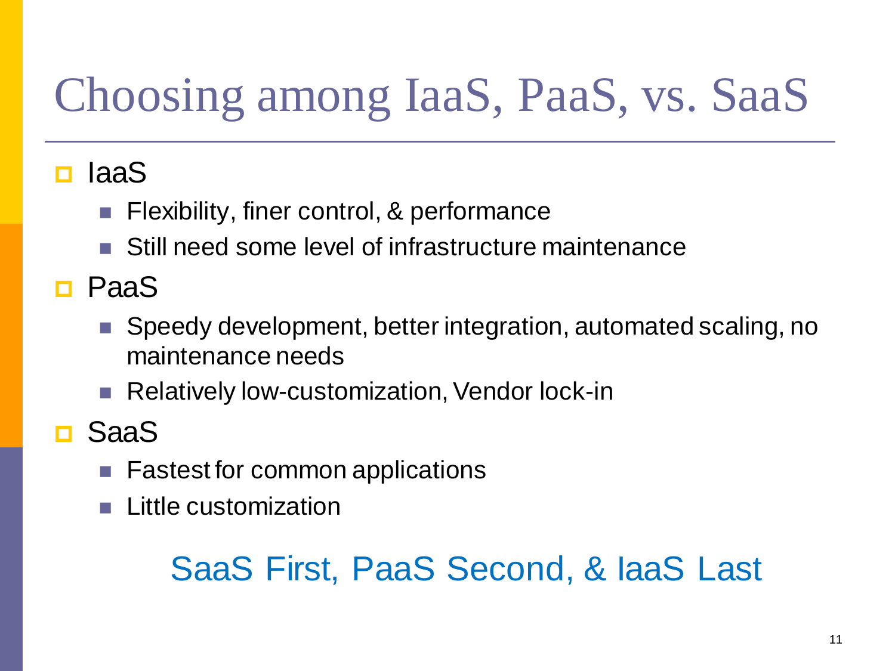# Choosing among IaaS, PaaS, vs. SaaS

- IaaS
  - Flexibility, finer control, & performance
  - Still need some level of infrastructure maintenance
- PaaS
  - Speedy development, better integration, automated scaling, no maintenance needs
  - Relatively low-customization, Vendor lock-in
- SaaS
  - Fastest for common applications
  - Little customization

SaaS First, PaaS Second, & IaaS Last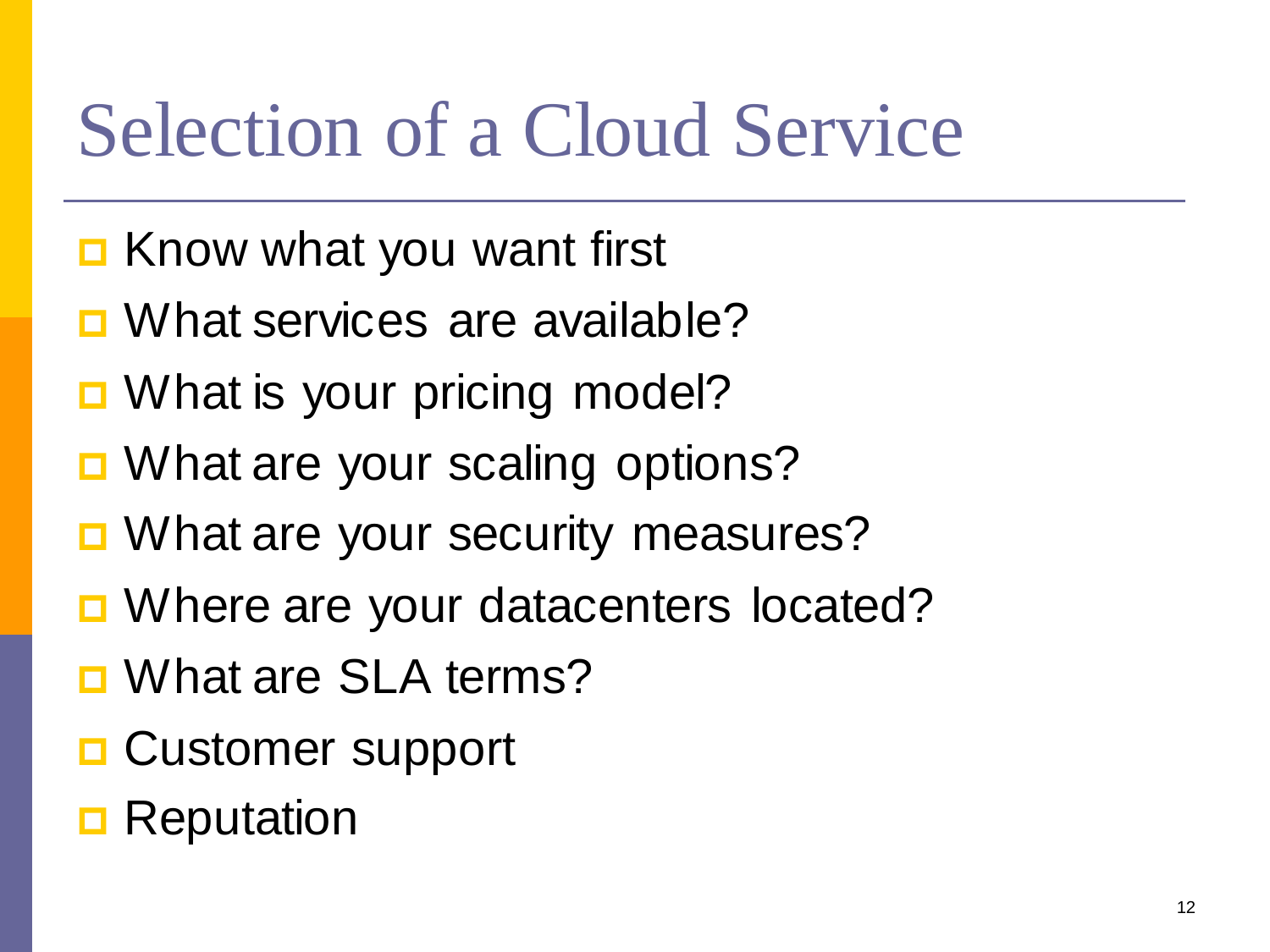# Selection of a Cloud Service

- Know what you want first
- What services are available?
- What is your pricing model?
- What are your scaling options?
- What are your security measures?
- Where are your datacenters located?
- What are SLA terms?
- Customer support
- Reputation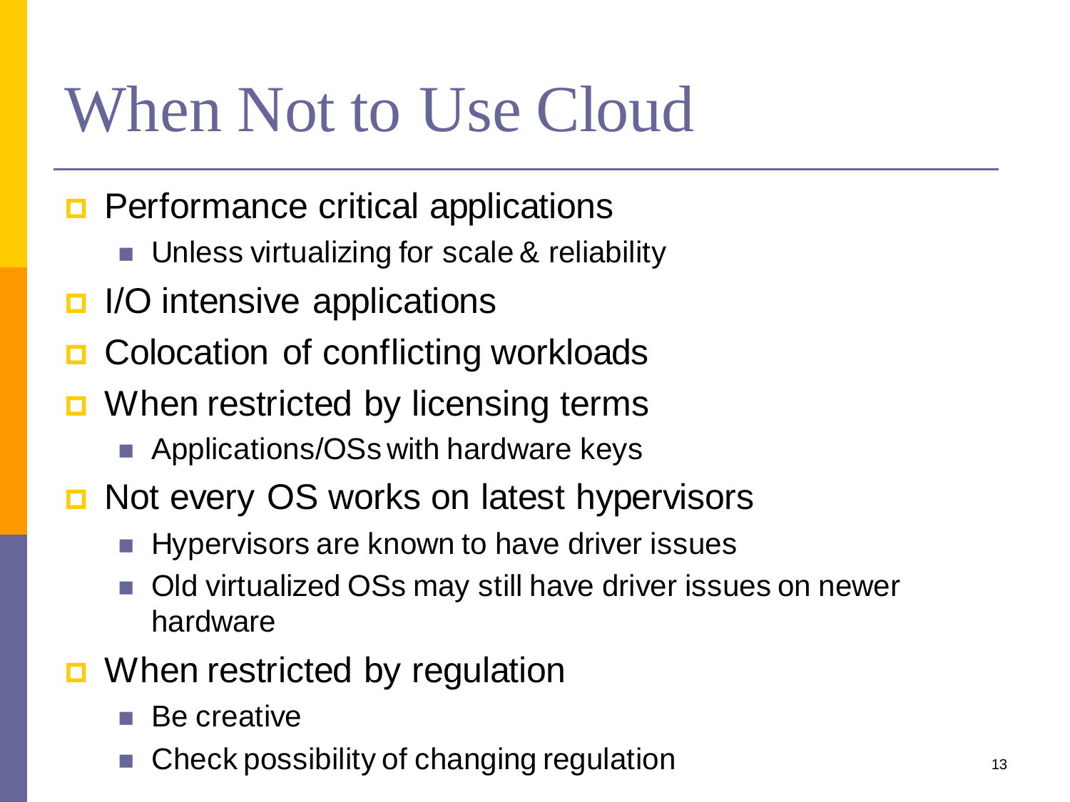# When Not to Use Cloud

- Performance critical applications
  - Unless virtualizing for scale & reliability
- I/O intensive applications
- Colocation of conflicting workloads
- When restricted by licensing terms
  - Applications/OSs with hardware keys
- Not every OS works on latest hypervisors
  - Hypervisors are known to have driver issues
  - Old virtualized OSs may still have driver issues on newer hardware
- When restricted by regulation
  - Be creative
  - Check possibility of changing regulation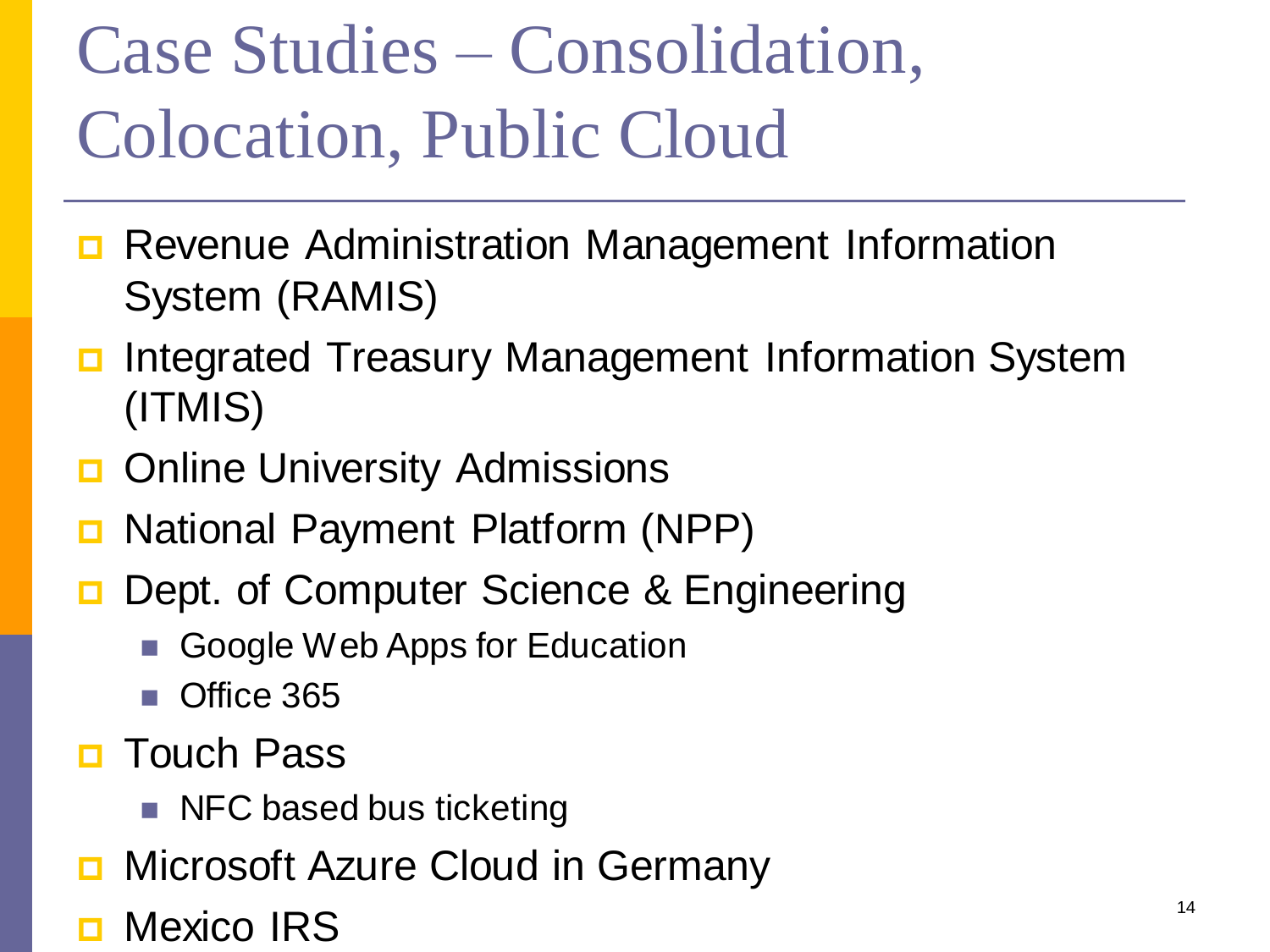# Case Studies – Consolidation, Colocation, Public Cloud

- Revenue Administration Management Information System (RAMIS)
- Integrated Treasury Management Information System (ITMIS)
- Online University Admissions
- National Payment Platform (NPP)
- Dept. of Computer Science & Engineering
  - Google Web Apps for Education
  - Office 365
- Touch Pass
  - NFC based bus ticketing
- Microsoft Azure Cloud in Germany
- Mexico IRS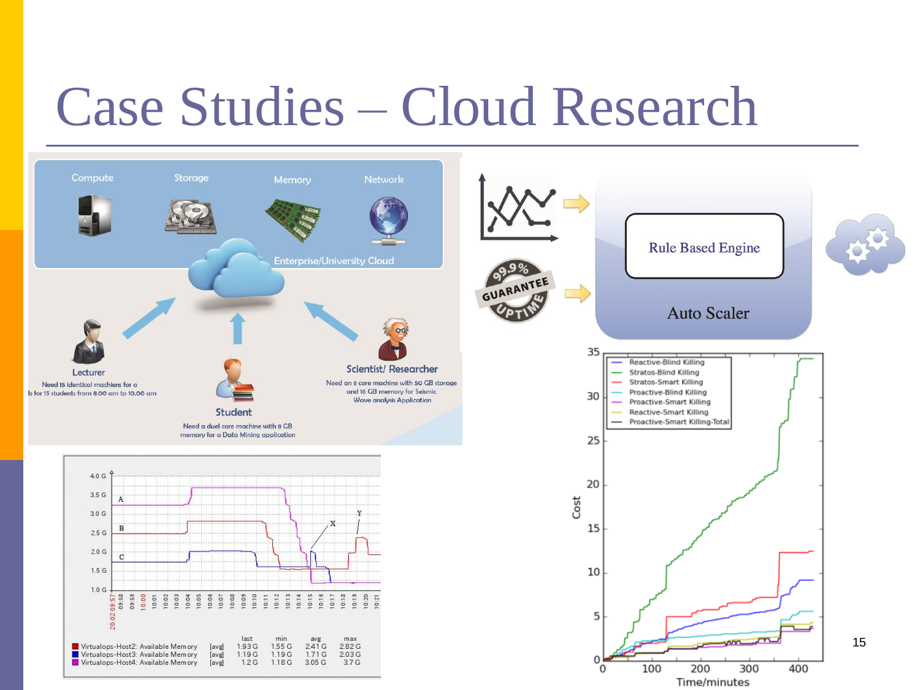# Case Studies – Cloud Research

Compute | Storage | Memory | Network

Enterprise/University Cloud

**Lecturer**
Need 15 identical machines for a lab for 15 students from 8.00 am to 10.00 am

**Student**
Need a duel core machine with 8 GB memory for a Data Mining application

**Scientist/ Researcher**
Need an 8 core machine with 50 GB storage and 16 GB memory for Seismic Wave analysis Application

99.9% GUARANTEE UPTIME

Rule Based Engine

Auto Scaler

Virtualops-Host2: Available Memory [avg] last 1.93 G, min 1.55 G, avg 2.41 G, max 2.82 G
Virtualops-Host3: Available Memory [avg] last 1.19 G, min 1.19 G, avg 1.71 G, max 2.03 G
Virtualops-Host4: Available Memory [avg] last 1.2 G, min 1.18 G, avg 3.05 G, max 3.7 G

Cost vs. Time/minutes: Reactive-Blind Killing, Stratos-Blind Killing, Stratos-Smart Killing, Proactive-Blind Killing, Proactive-Smart Killing, Reactive-Smart Killing, Proactive-Smart Killing-Total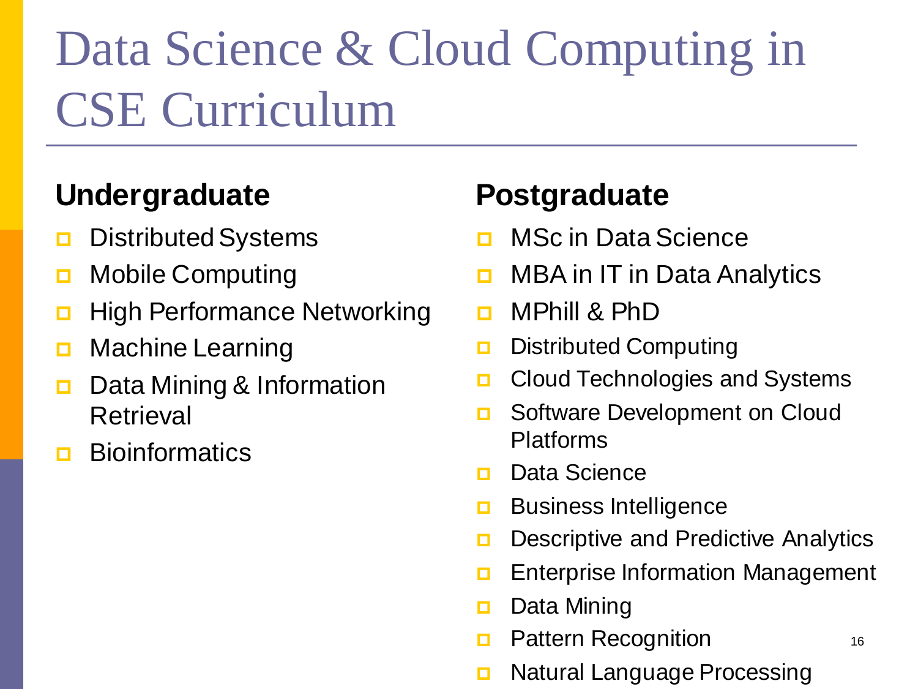# Data Science & Cloud Computing in CSE Curriculum

## Undergraduate

- Distributed Systems
- Mobile Computing
- High Performance Networking
- Machine Learning
- Data Mining & Information Retrieval
- Bioinformatics

## Postgraduate

- MSc in Data Science
- MBA in IT in Data Analytics
- MPhill & PhD
- Distributed Computing
- Cloud Technologies and Systems
- Software Development on Cloud Platforms
- Data Science
- Business Intelligence
- Descriptive and Predictive Analytics
- Enterprise Information Management
- Data Mining
- Pattern Recognition
- Natural Language Processing